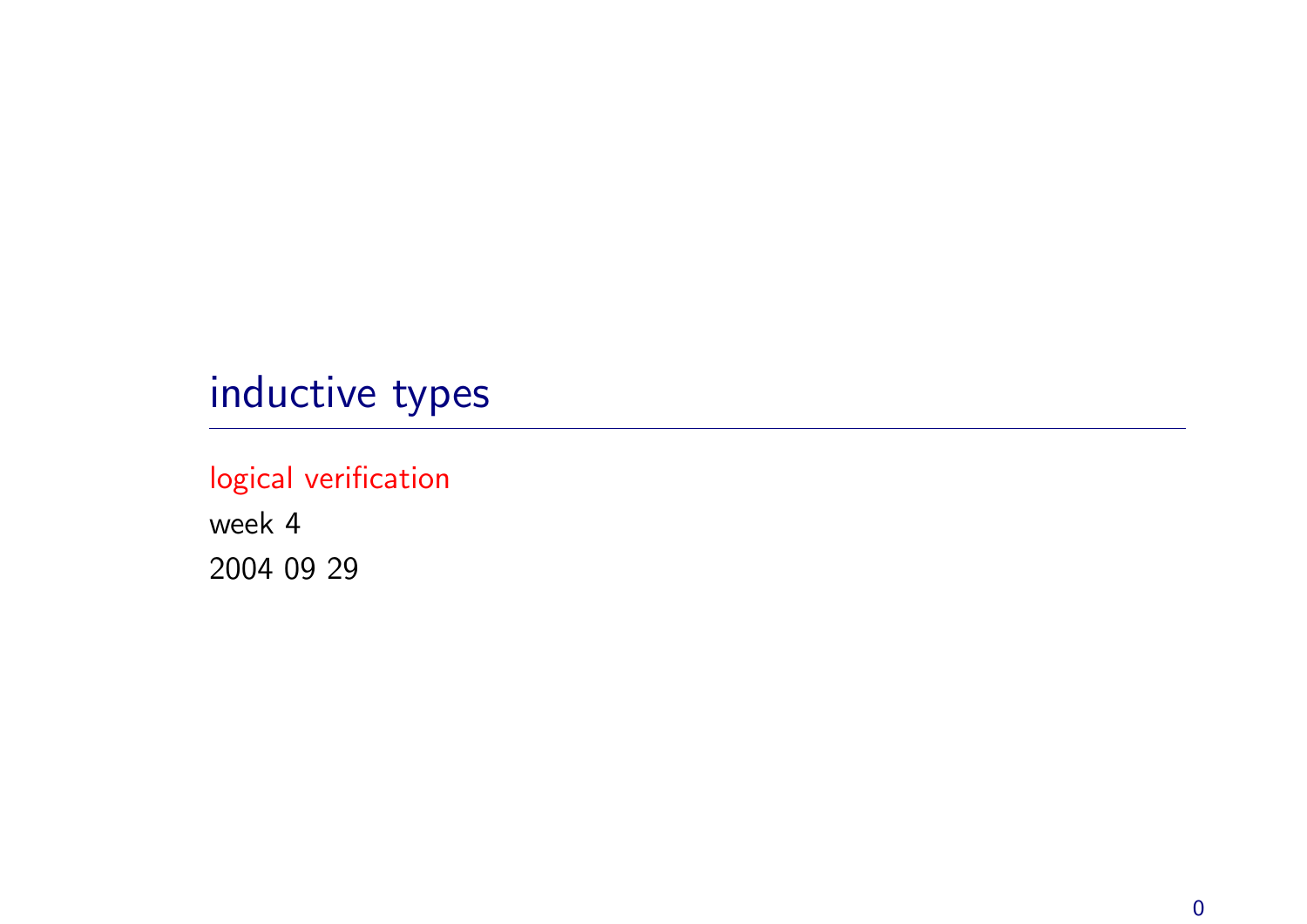# inductive types

logical verification

week 4

2004 09 29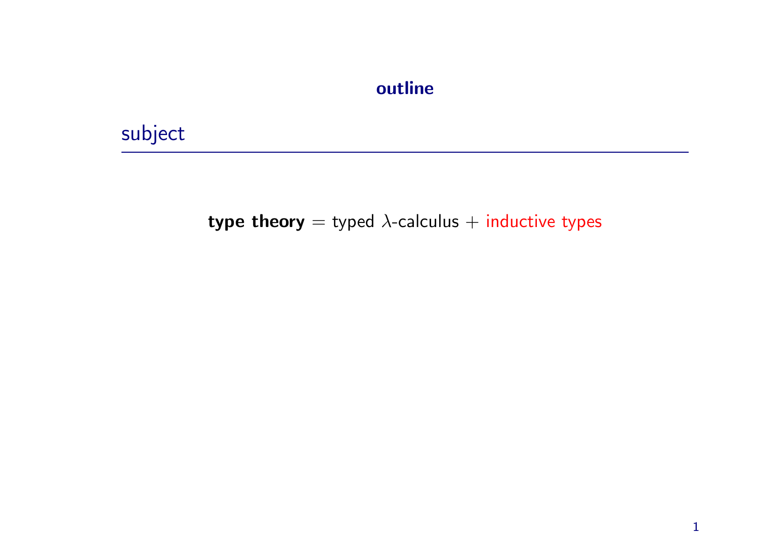# outline

## subject

**type theory** = typed $\lambda$-calculus + inductive types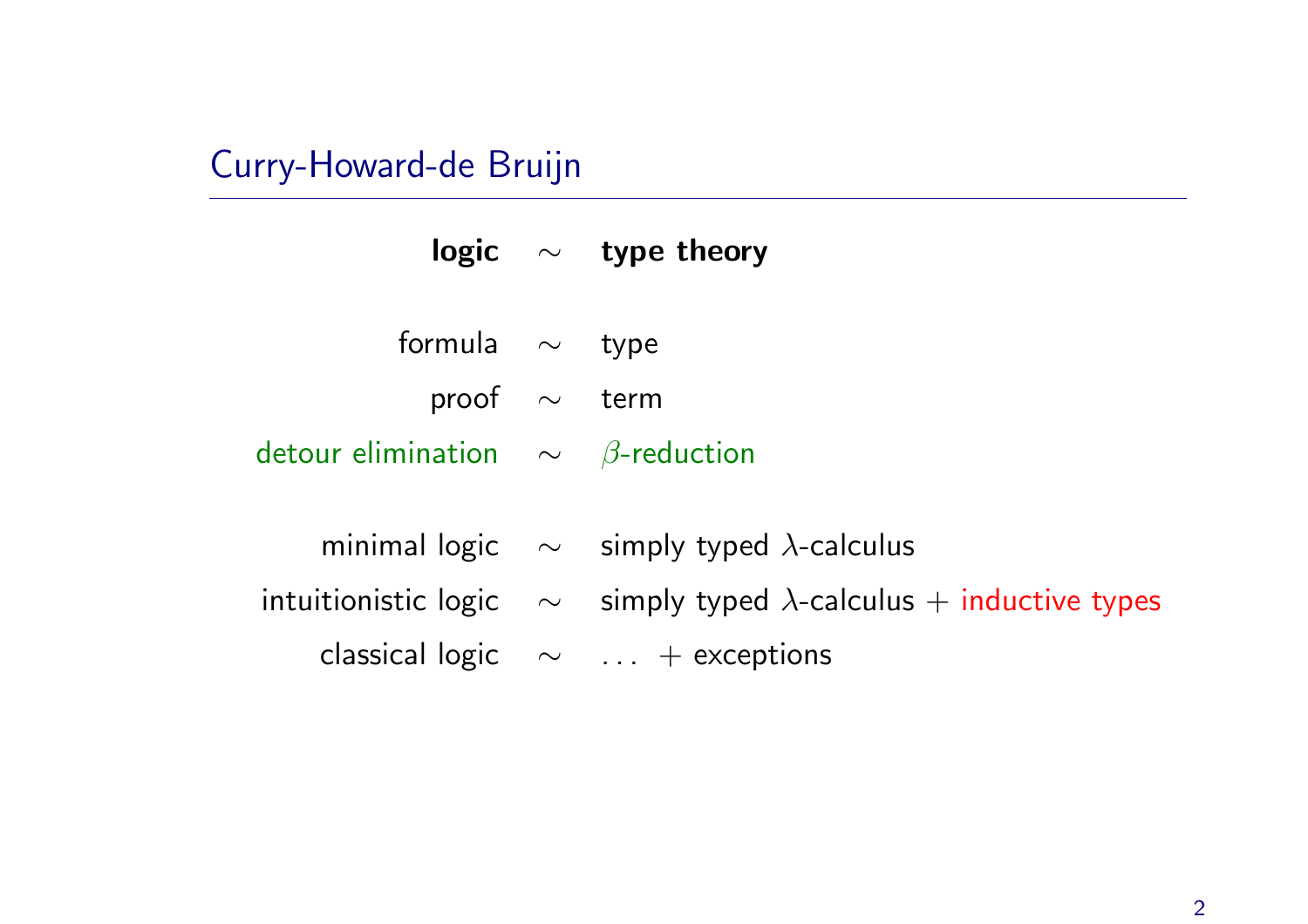## Curry-Howard-de Bruijn

| **logic** | $\sim$ | **type theory** |
|---:|:---:|:---|
| formula | $\sim$ | type |
| proof | $\sim$ | term |
| detour elimination | $\sim$ | $\beta$-reduction |
| minimal logic | $\sim$ | simply typed $\lambda$-calculus |
| intuitionistic logic | $\sim$ | simply typed $\lambda$-calculus + inductive types |
| classical logic | $\sim$ | ... + exceptions |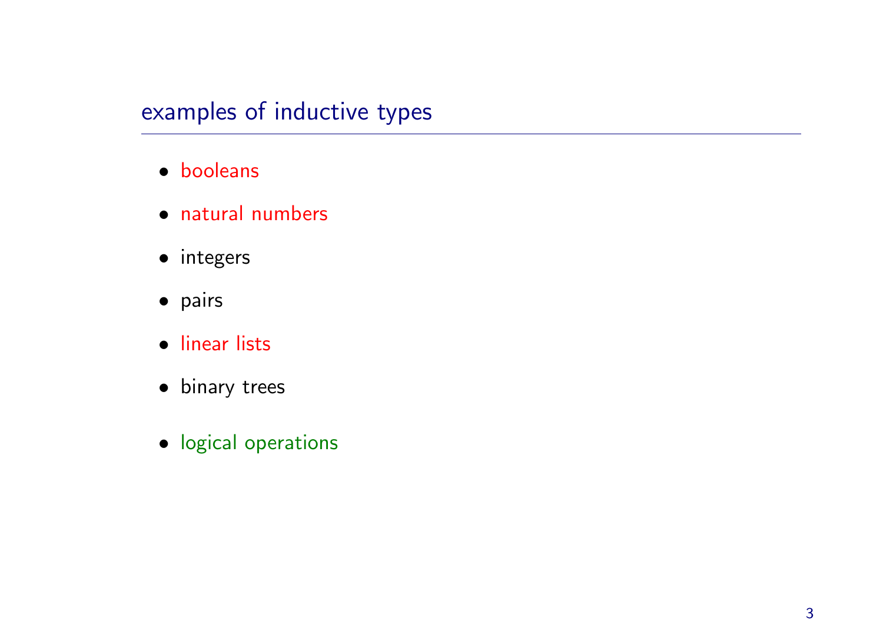## examples of inductive types

- booleans
- natural numbers
- integers
- pairs
- linear lists
- binary trees

- logical operations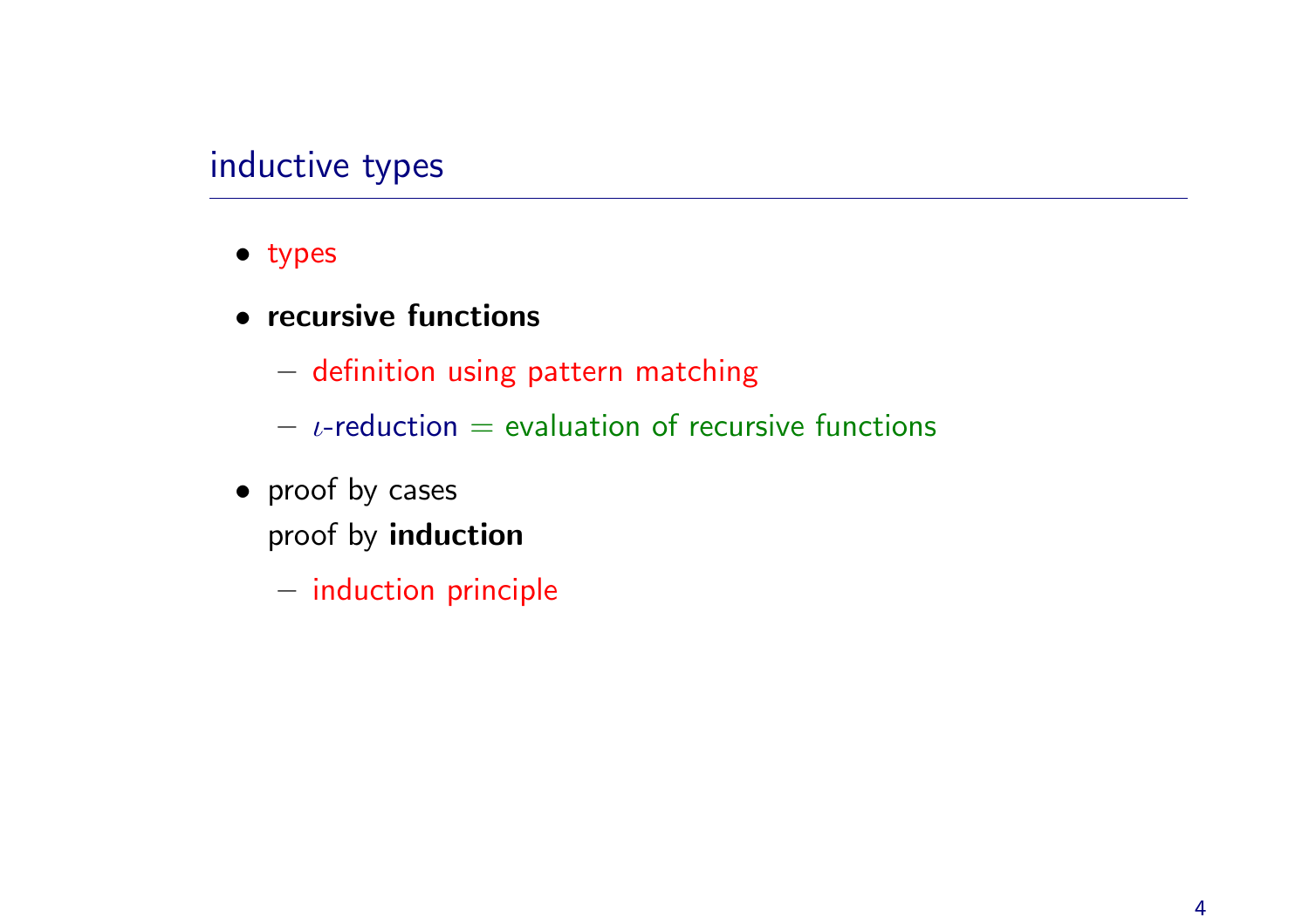## inductive types

- types
- **recursive functions**
  - definition using pattern matching
  - $\iota$-reduction = evaluation of recursive functions
- proof by cases
  
  proof by **induction**
  - induction principle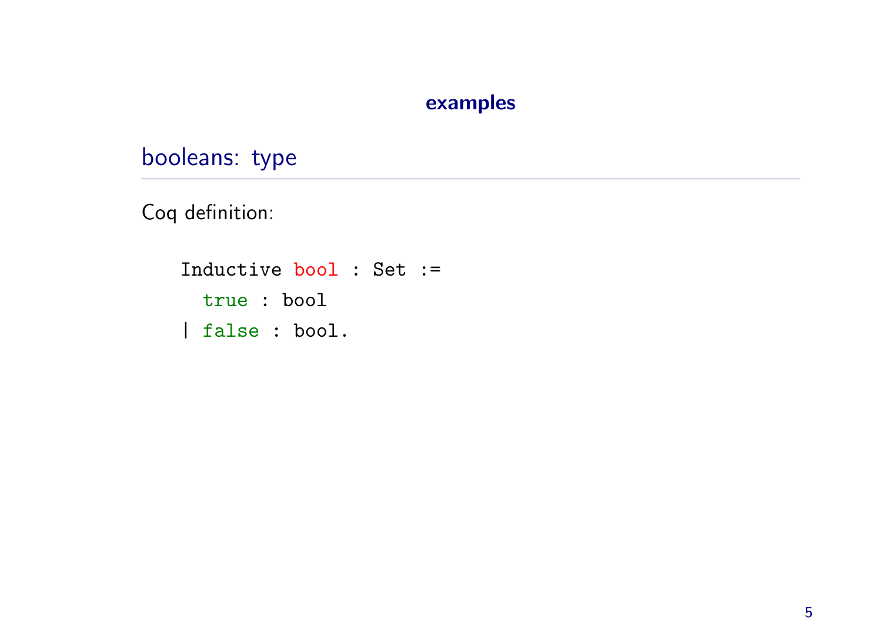# examples

## booleans: type

Coq definition:

```
Inductive bool : Set :=
  true : bool
| false : bool.
```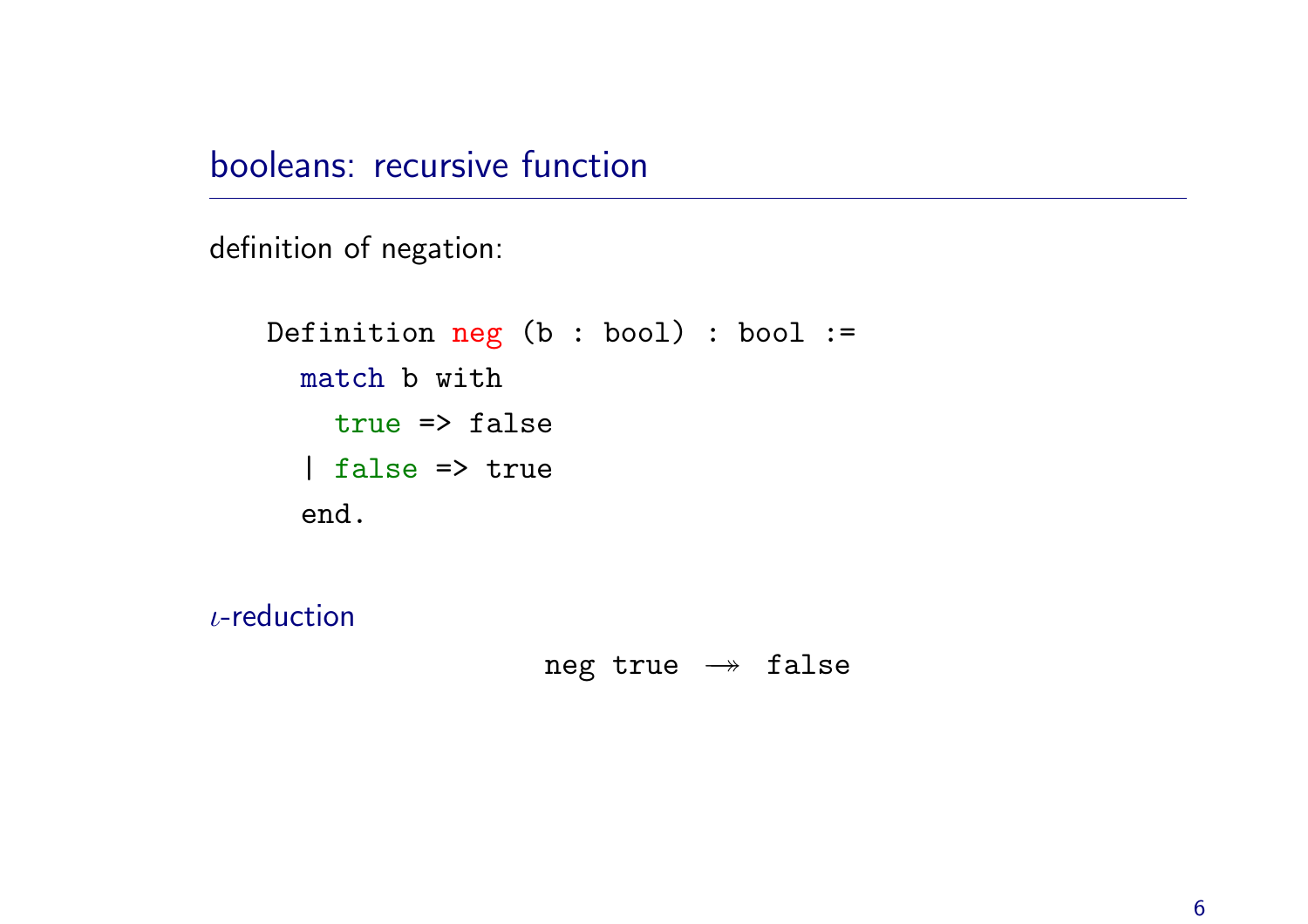## booleans: recursive function

definition of negation:

```
Definition neg (b : bool) : bool :=
  match b with
    true => false
  | false => true
  end.
```

$\iota$-reduction

$$\texttt{neg true} \twoheadrightarrow \texttt{false}$$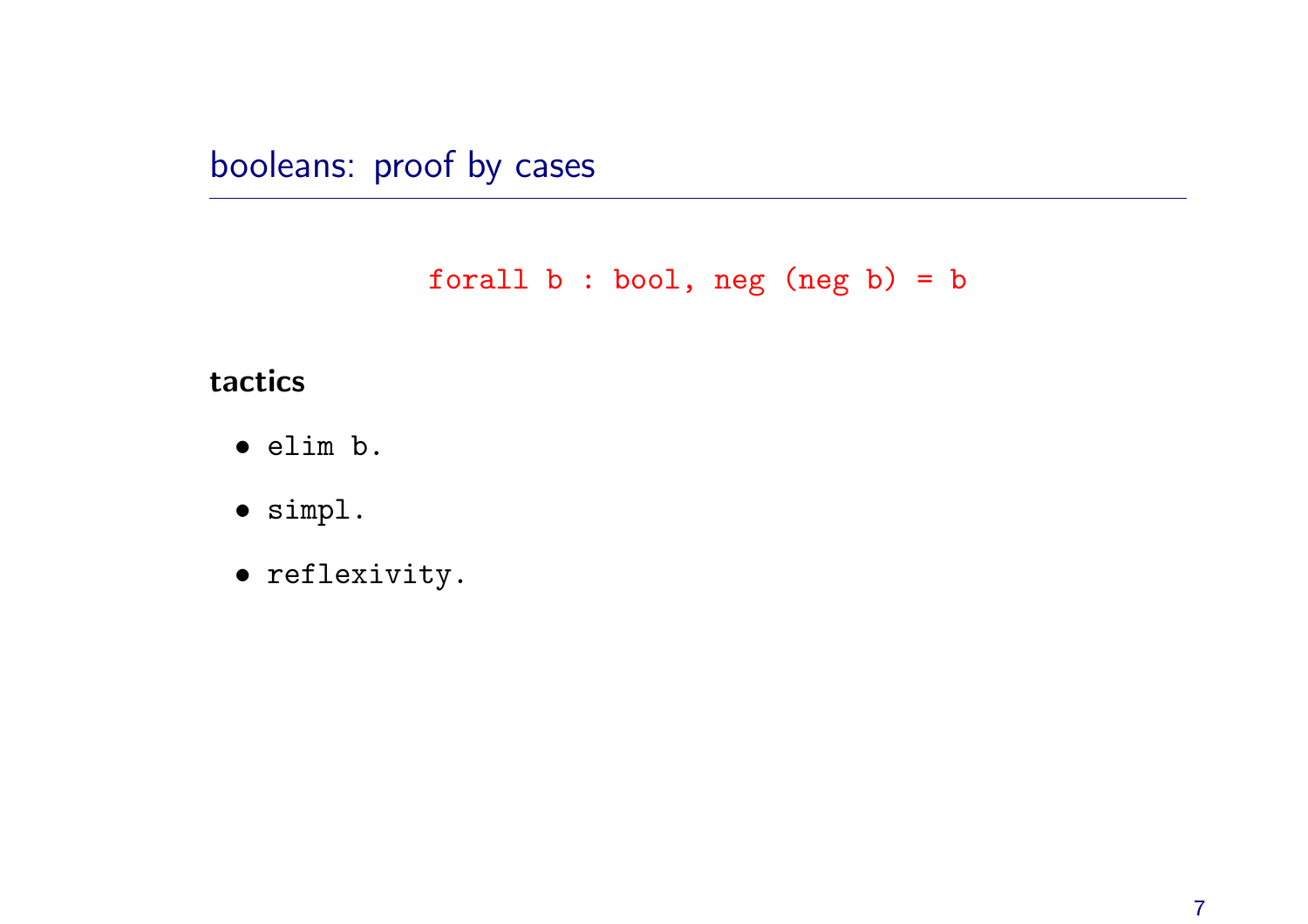## booleans: proof by cases

```
forall b : bool, neg (neg b) = b
```

**tactics**

- `elim b.`
- `simpl.`
- `reflexivity.`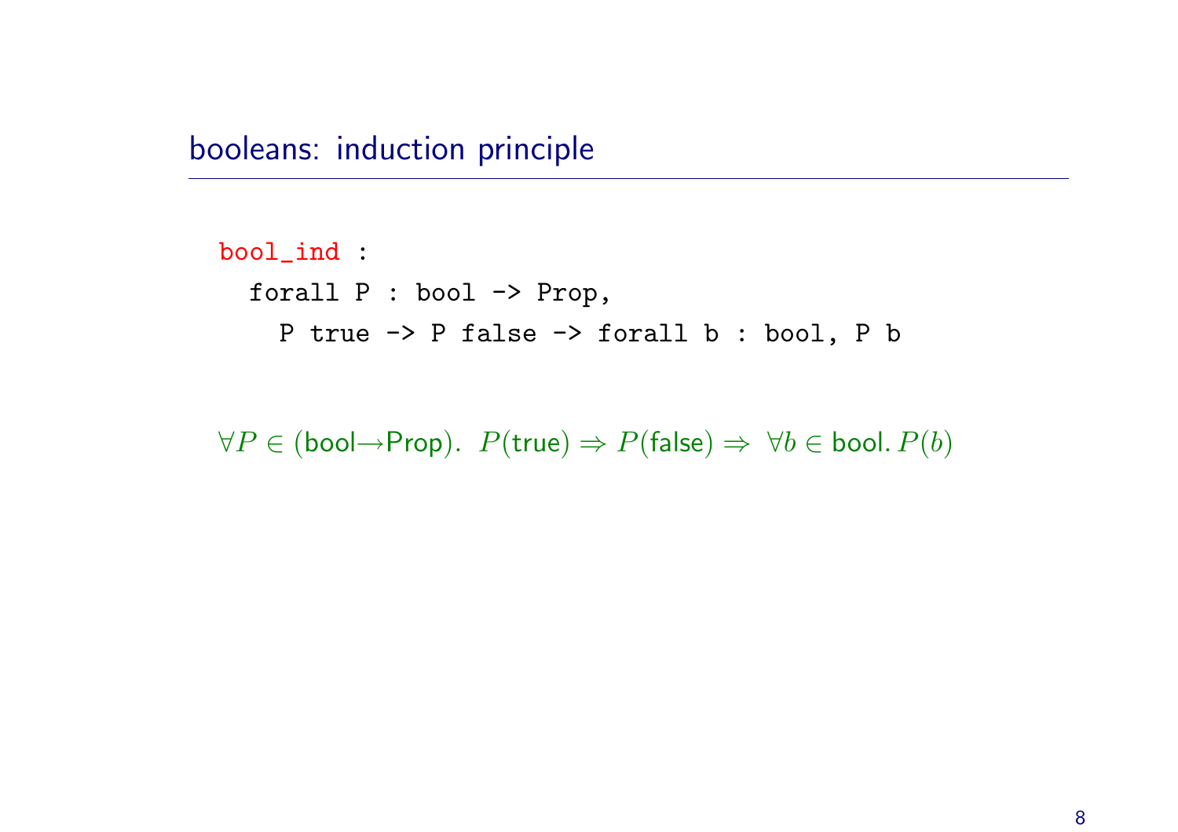## booleans: induction principle

```
bool_ind :
  forall P : bool -> Prop,
    P true -> P false -> forall b : bool, P b
```

$\forall P \in (\mathsf{bool} \rightarrow \mathsf{Prop}).\ P(\mathsf{true}) \Rightarrow P(\mathsf{false}) \Rightarrow\ \forall b \in \mathsf{bool}.\, P(b)$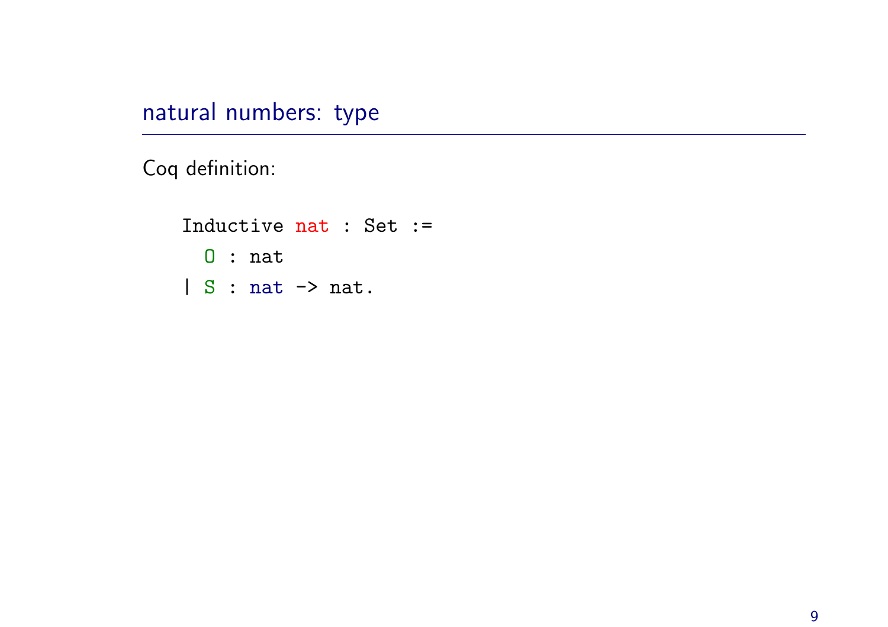## natural numbers: type

Coq definition:

```
Inductive nat : Set :=
  O : nat
| S : nat -> nat.
```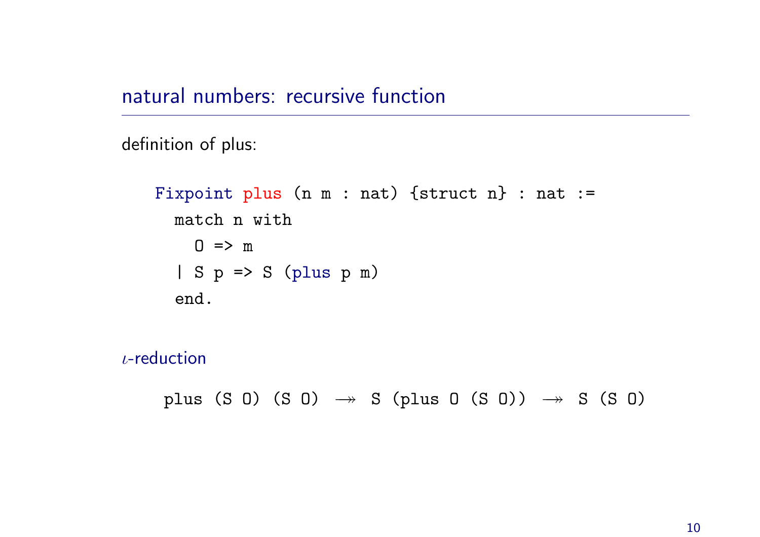## natural numbers: recursive function

definition of plus:

```
Fixpoint plus (n m : nat) {struct n} : nat :=
  match n with
    O => m
  | S p => S (plus p m)
  end.
```

$\iota$-reduction

```
plus (S O) (S O)  ↠  S (plus O (S O))  ↠  S (S O)
```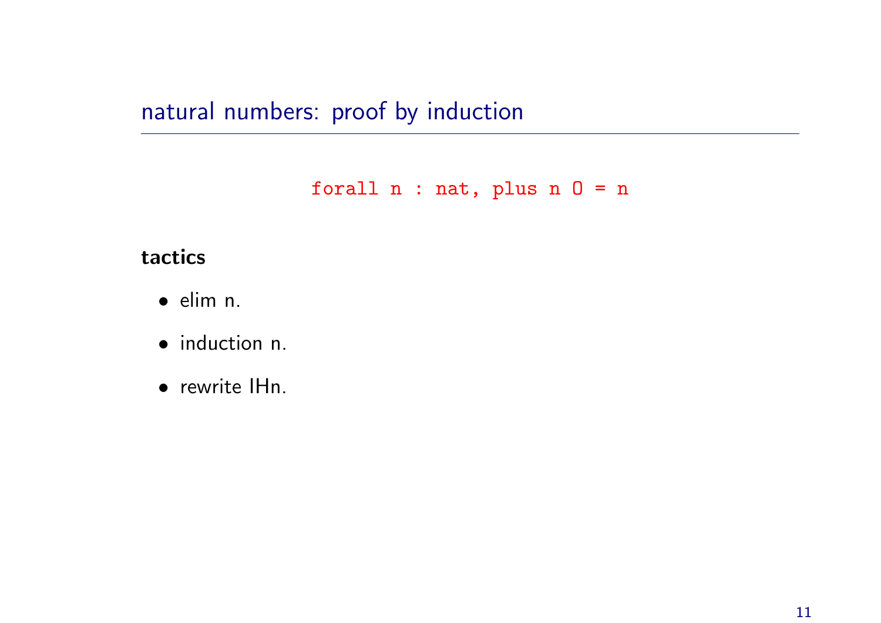## natural numbers: proof by induction

```
forall n : nat, plus n O = n
```

**tactics**

- elim n.
- induction n.
- rewrite IHn.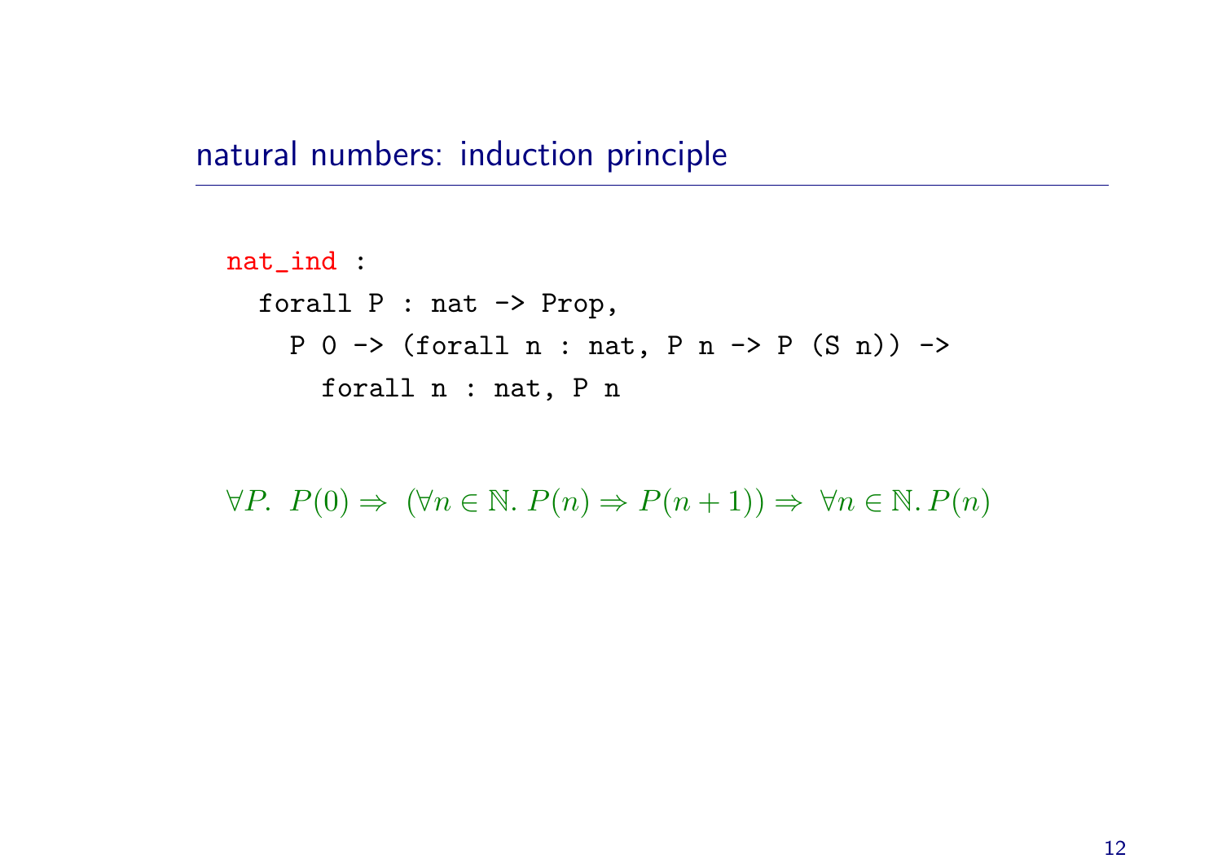## natural numbers: induction principle

```
nat_ind :
  forall P : nat -> Prop,
    P 0 -> (forall n : nat, P n -> P (S n)) ->
      forall n : nat, P n
```

$$\forall P.\ \ P(0) \Rightarrow\ (\forall n \in \mathbb{N}.\ P(n) \Rightarrow P(n+1)) \Rightarrow\ \forall n \in \mathbb{N}.\, P(n)$$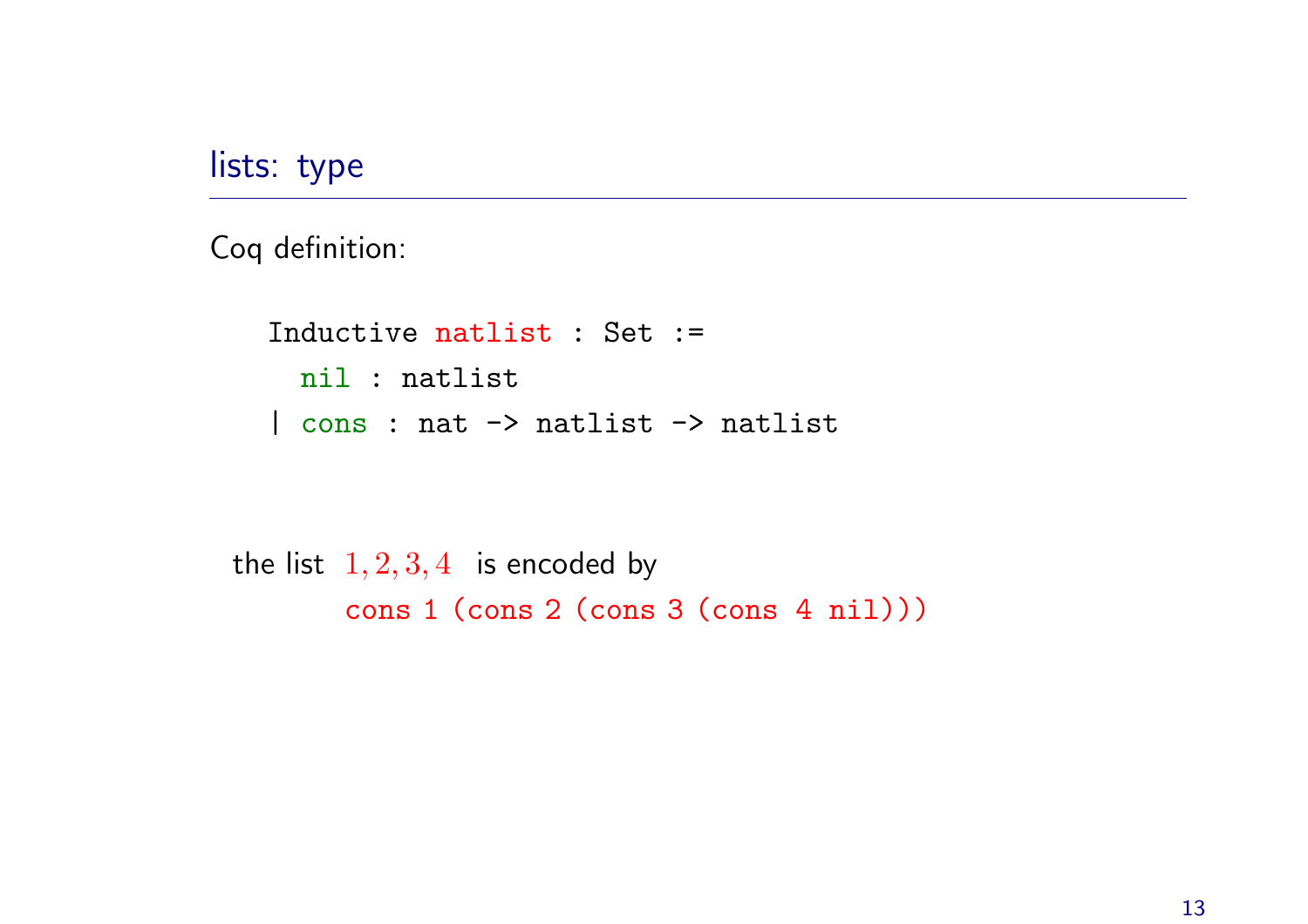## lists: type

Coq definition:

```
Inductive natlist : Set :=
  nil : natlist
| cons : nat -> natlist -> natlist
```

the list $1, 2, 3, 4$ is encoded by

```
cons 1 (cons 2 (cons 3 (cons 4 nil)))
```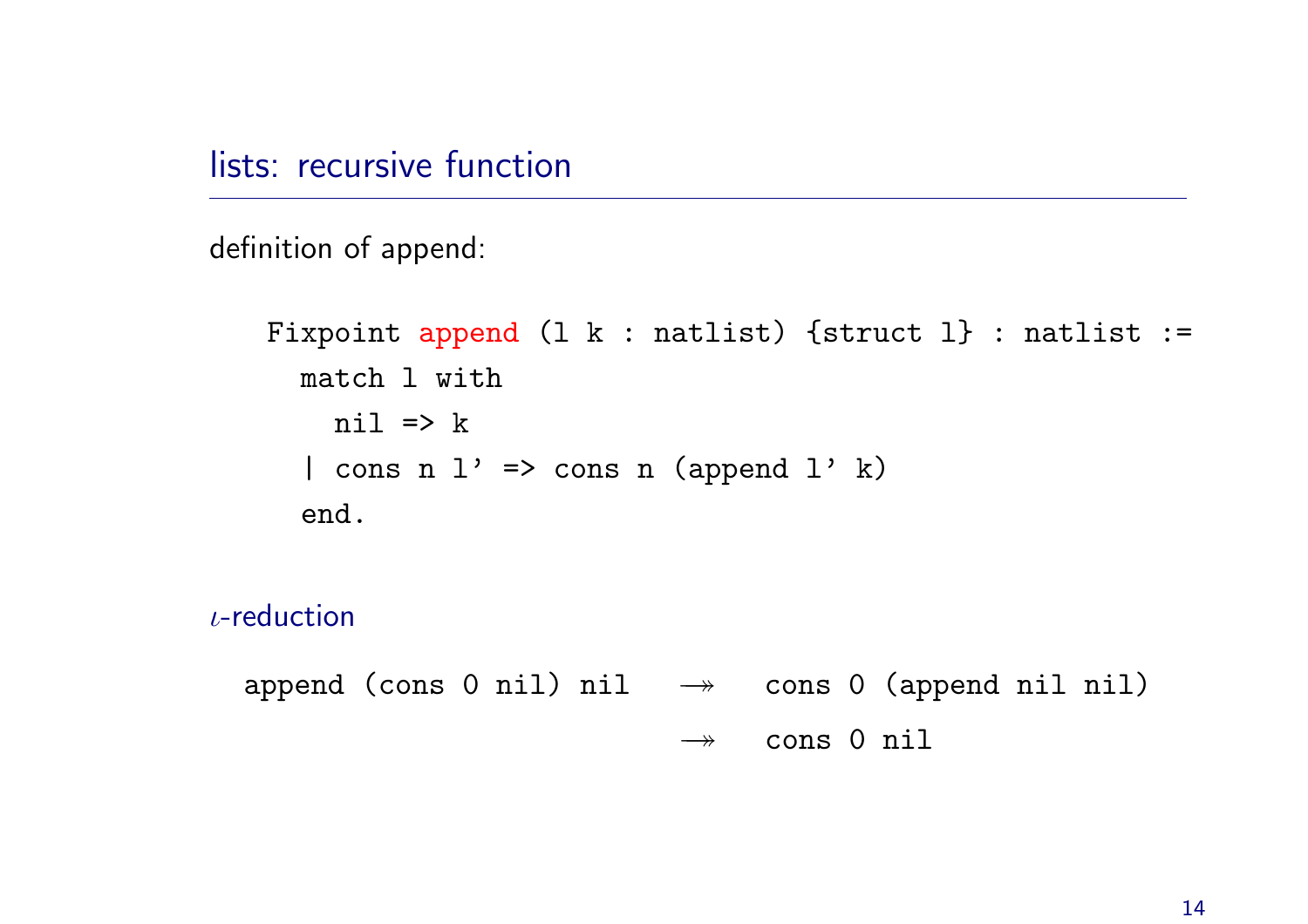## lists: recursive function

definition of append:

```
Fixpoint append (l k : natlist) {struct l} : natlist :=
  match l with
    nil => k
  | cons n l' => cons n (append l' k)
  end.
```

$\iota$-reduction

```
append (cons 0 nil) nil   ↠   cons 0 (append nil nil)
                          ↠   cons 0 nil
```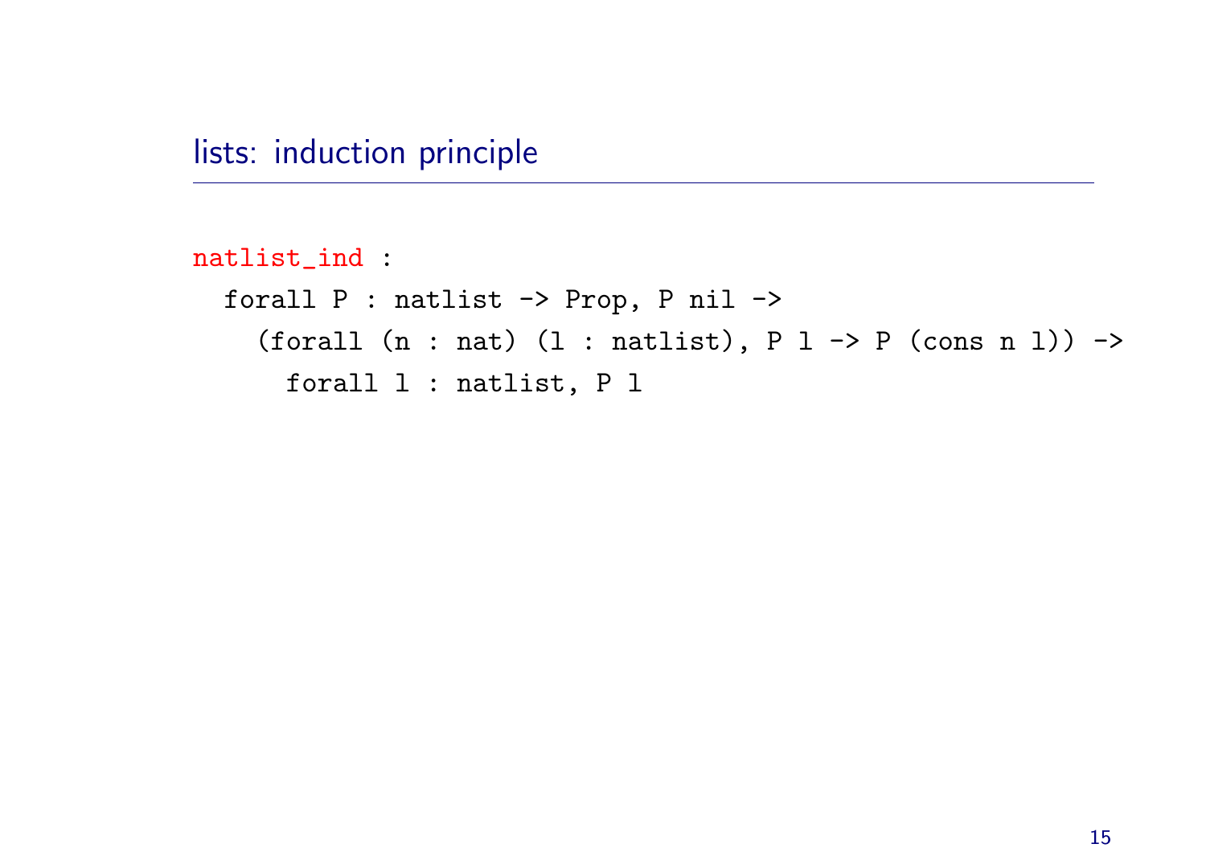## lists: induction principle

```
natlist_ind :
  forall P : natlist -> Prop, P nil ->
    (forall (n : nat) (l : natlist), P l -> P (cons n l)) ->
      forall l : natlist, P l
```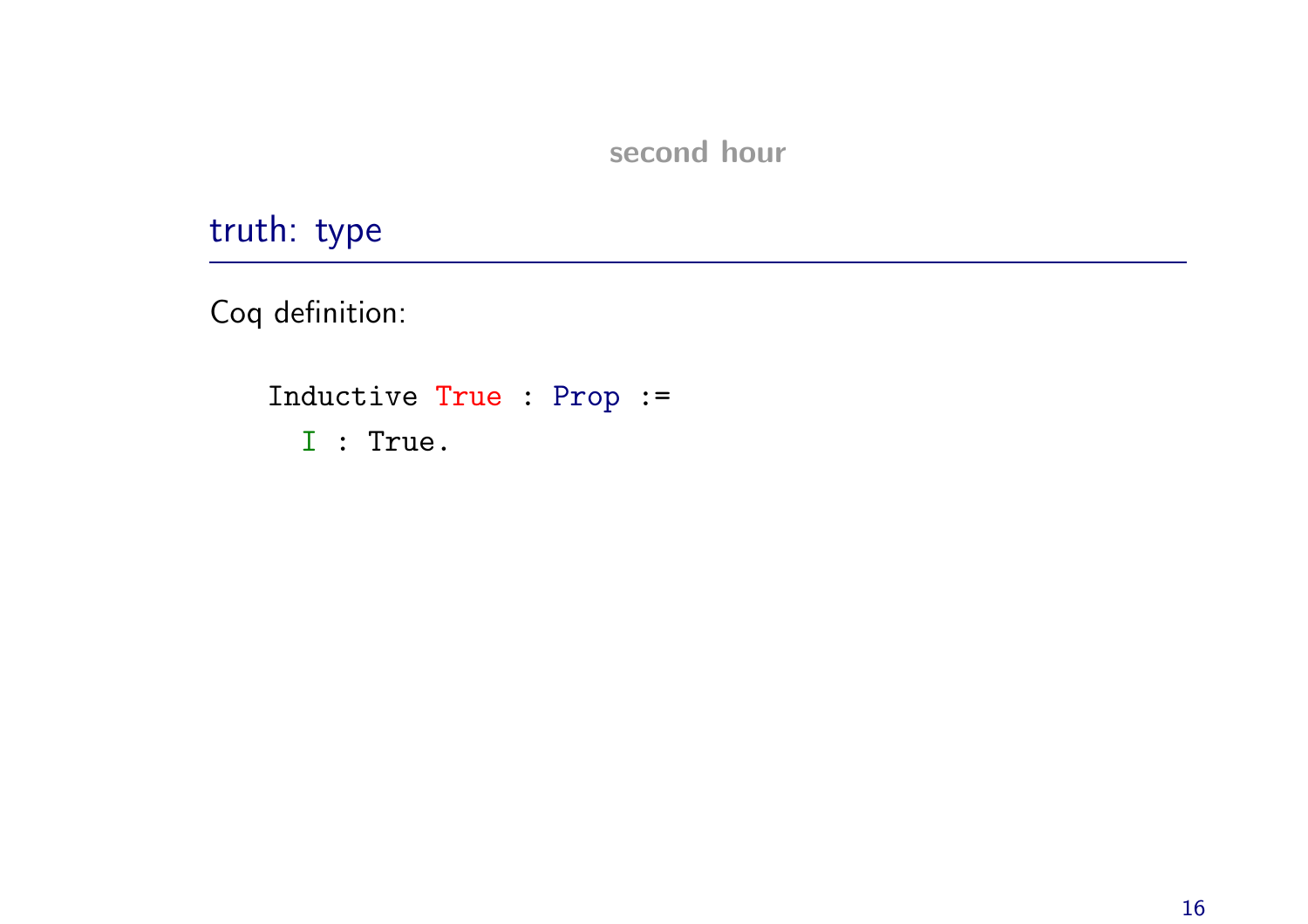second hour

## truth: type

Coq definition:

```
Inductive True : Prop :=
  I : True.
```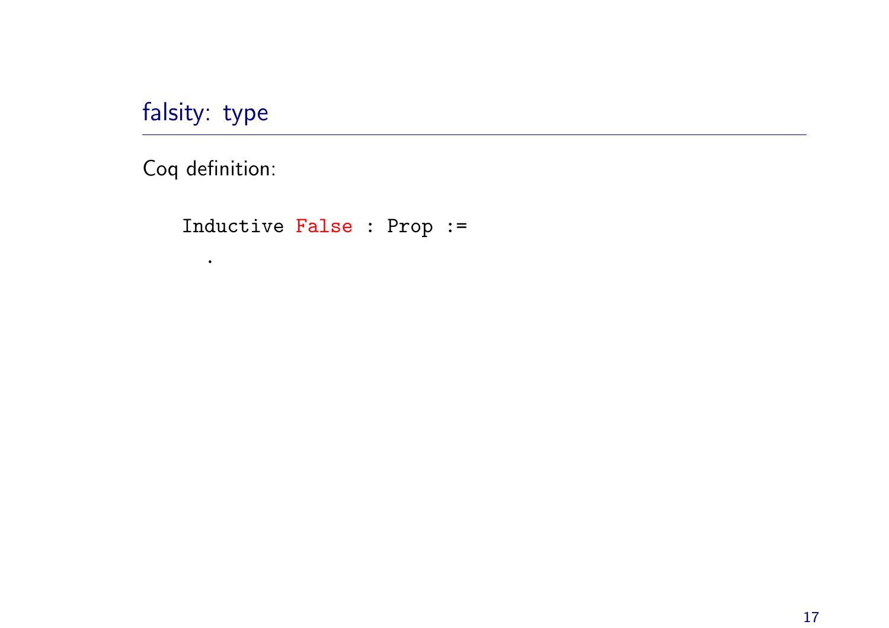## falsity: type

Coq definition:

```
Inductive False : Prop :=
  .
```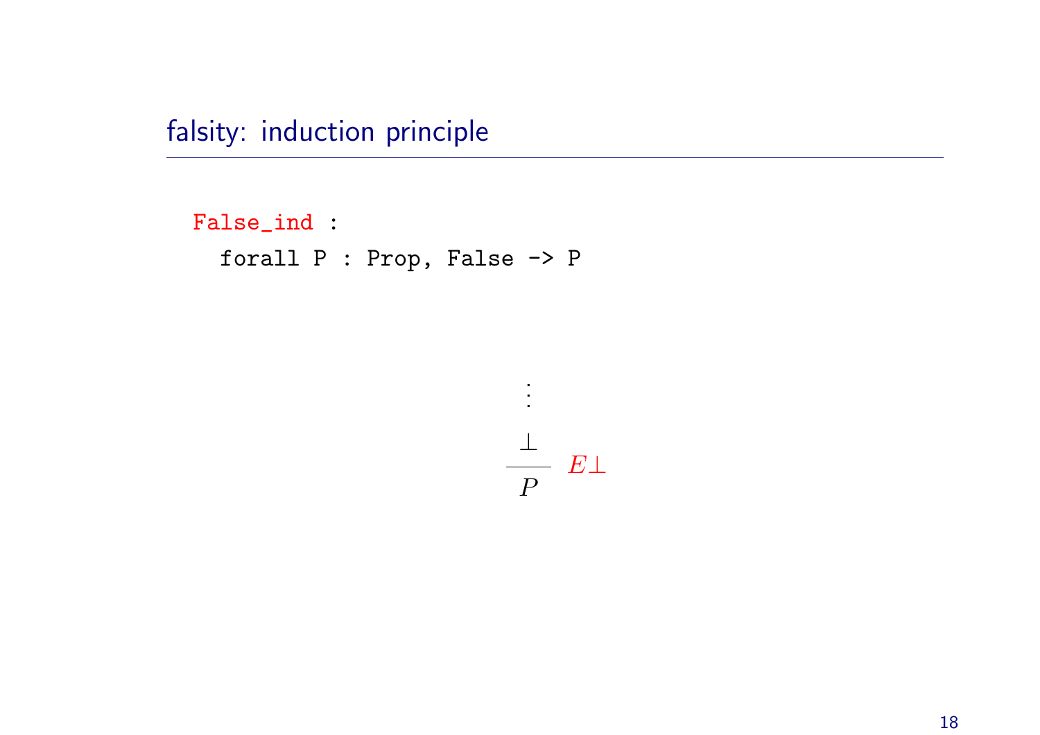## falsity: induction principle

```
False_ind :
  forall P : Prop, False -> P
```

$$\dfrac{\begin{array}{c}\vdots \\ \bot\end{array}}{P}\ E\bot$$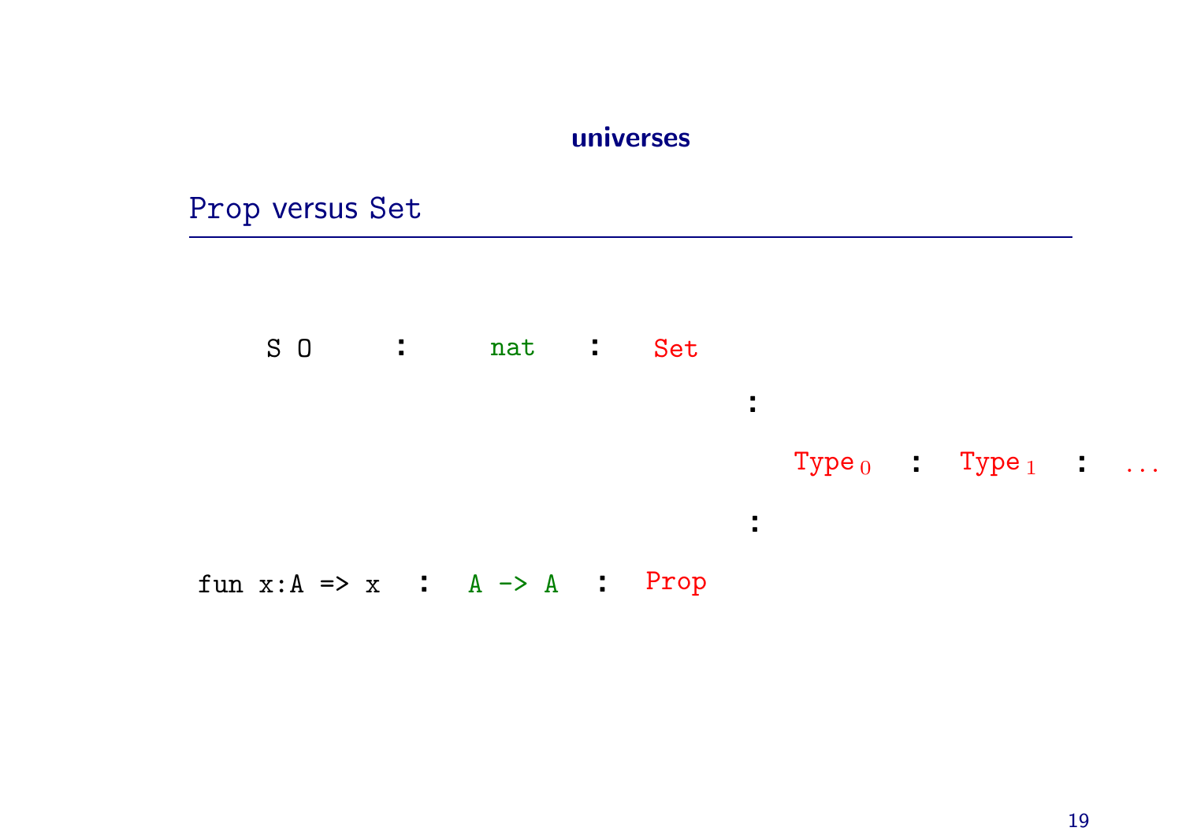# universes

## Prop versus Set

```
S O            :     nat    :  Set
                                     :
                                         Type_0  :  Type_1  :  ...
                                     :
fun x:A => x   :   A -> A   :  Prop
```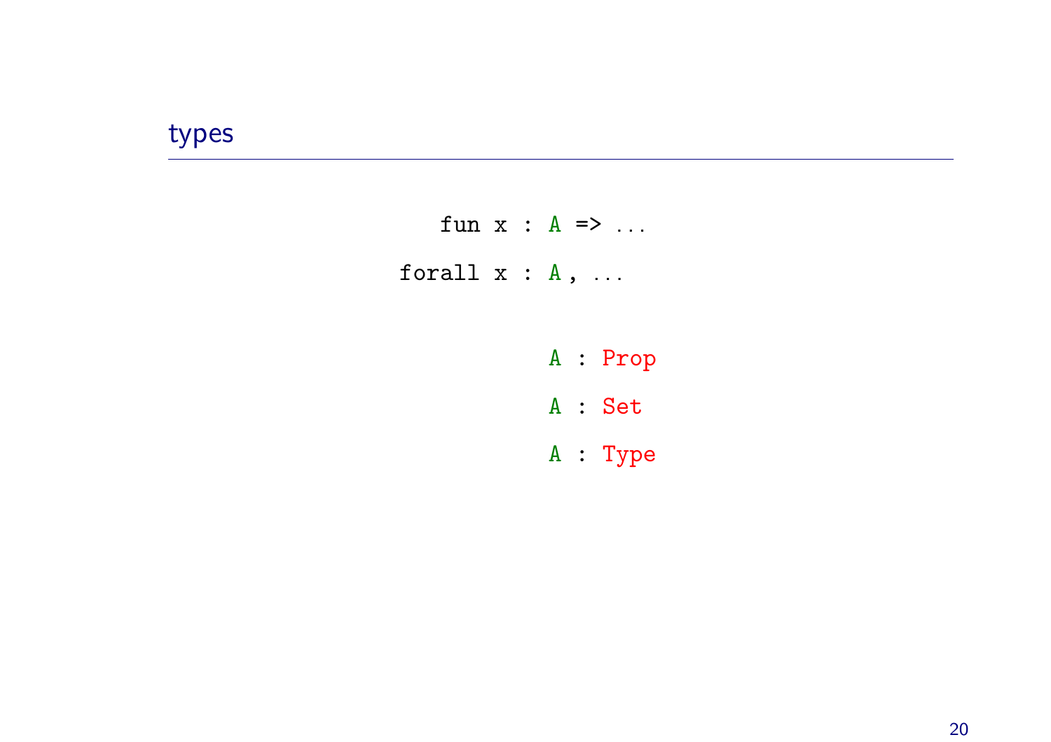## types

```
   fun x : A => ...
forall x : A , ...

           A : Prop
           A : Set
           A : Type
```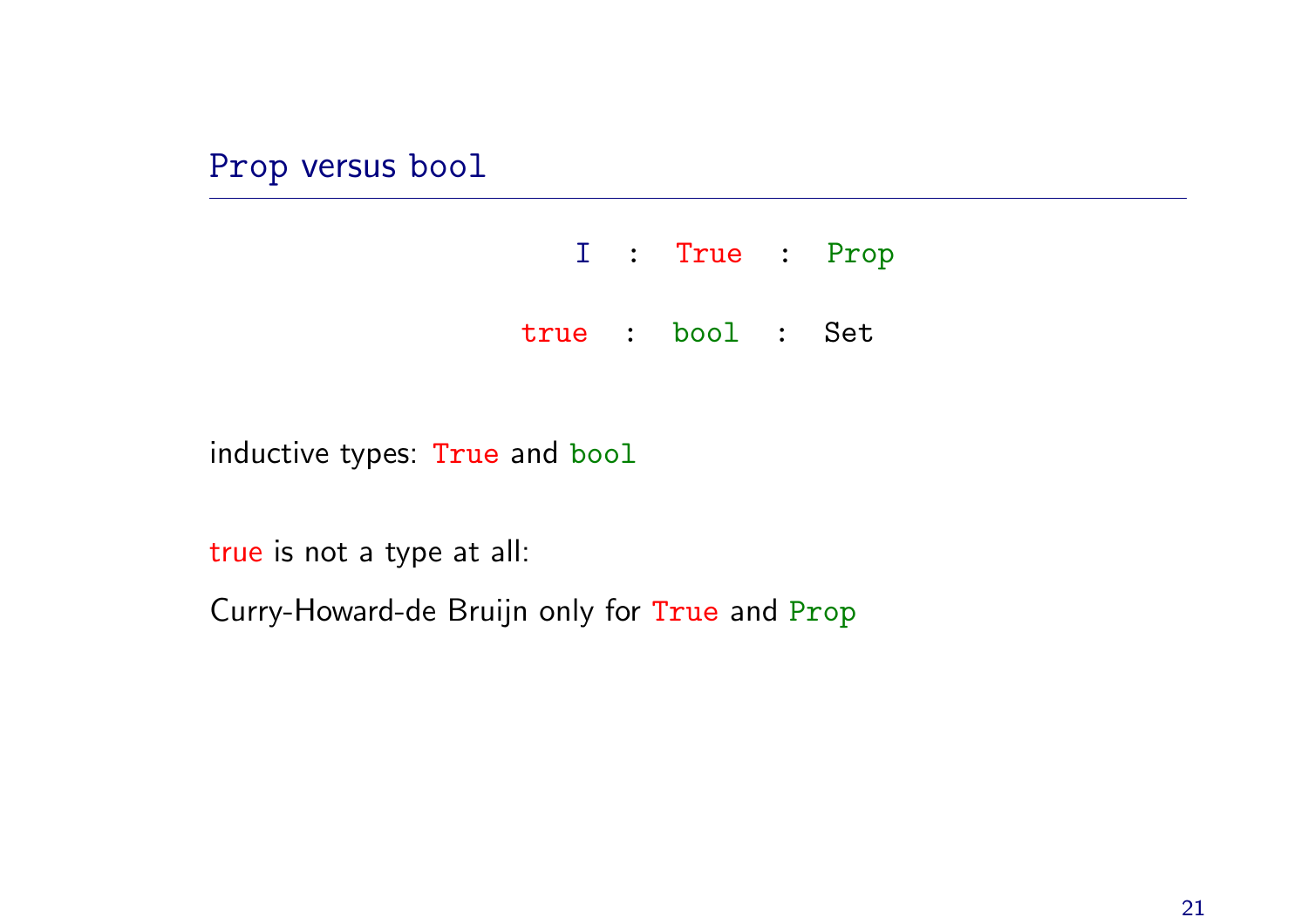## `Prop` versus `bool`

```
   I  :  True  :  Prop

true  :  bool  :  Set
```

inductive types: `True` and `bool`

`true` is not a type at all:

Curry-Howard-de Bruijn only for `True` and `Prop`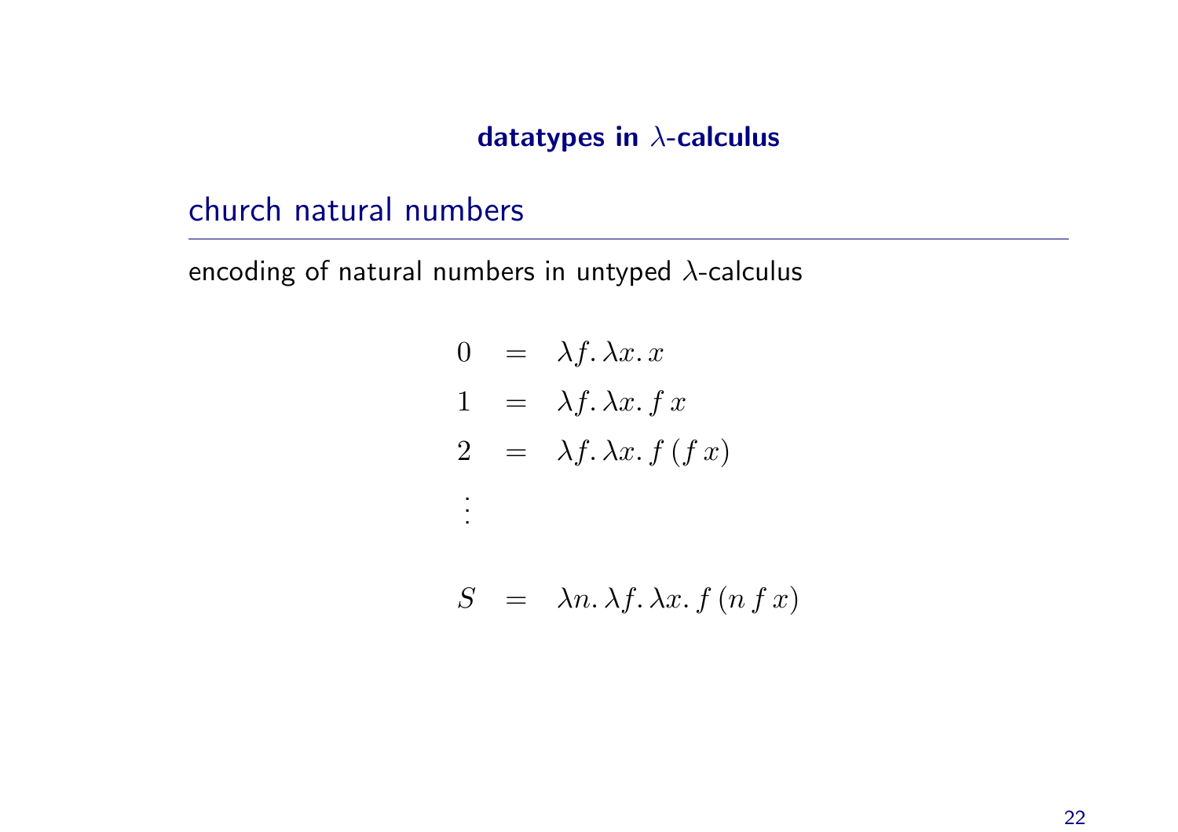## datatypes in $\lambda$-calculus

### church natural numbers

encoding of natural numbers in untyped $\lambda$-calculus

$$
\begin{aligned}
0 &= \lambda f.\, \lambda x.\, x \\
1 &= \lambda f.\, \lambda x.\, f\, x \\
2 &= \lambda f.\, \lambda x.\, f\,(f\, x) \\
&\vdots \\
S &= \lambda n.\, \lambda f.\, \lambda x.\, f\,(n\, f\, x)
\end{aligned}
$$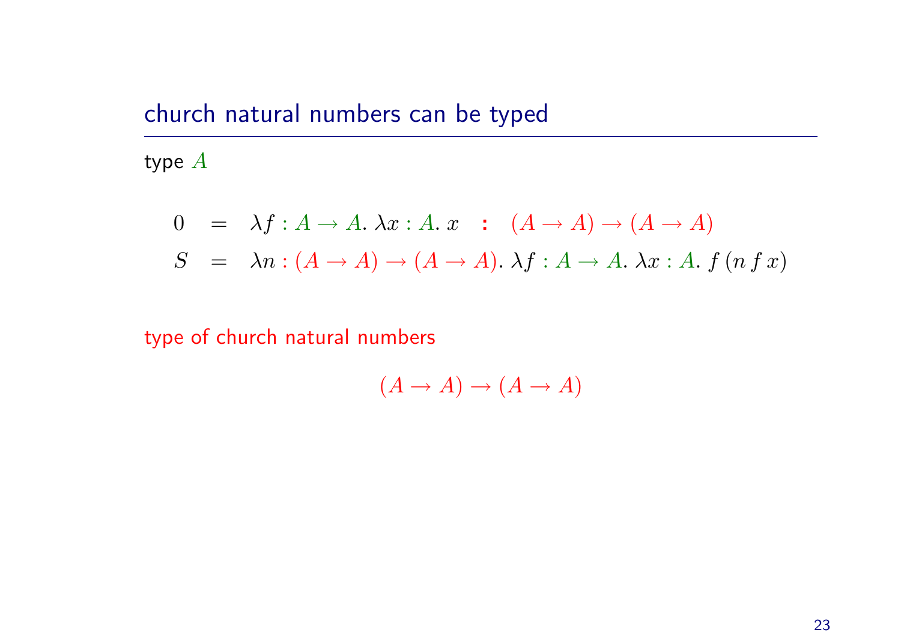## church natural numbers can be typed

type $A$

$$
\begin{array}{rcl}
0 & = & \lambda f : A \to A.\ \lambda x : A.\ x \quad : \quad (A \to A) \to (A \to A) \\
S & = & \lambda n : (A \to A) \to (A \to A).\ \lambda f : A \to A.\ \lambda x : A.\ f\,(n\,f\,x)
\end{array}
$$

type of church natural numbers

$$(A \to A) \to (A \to A)$$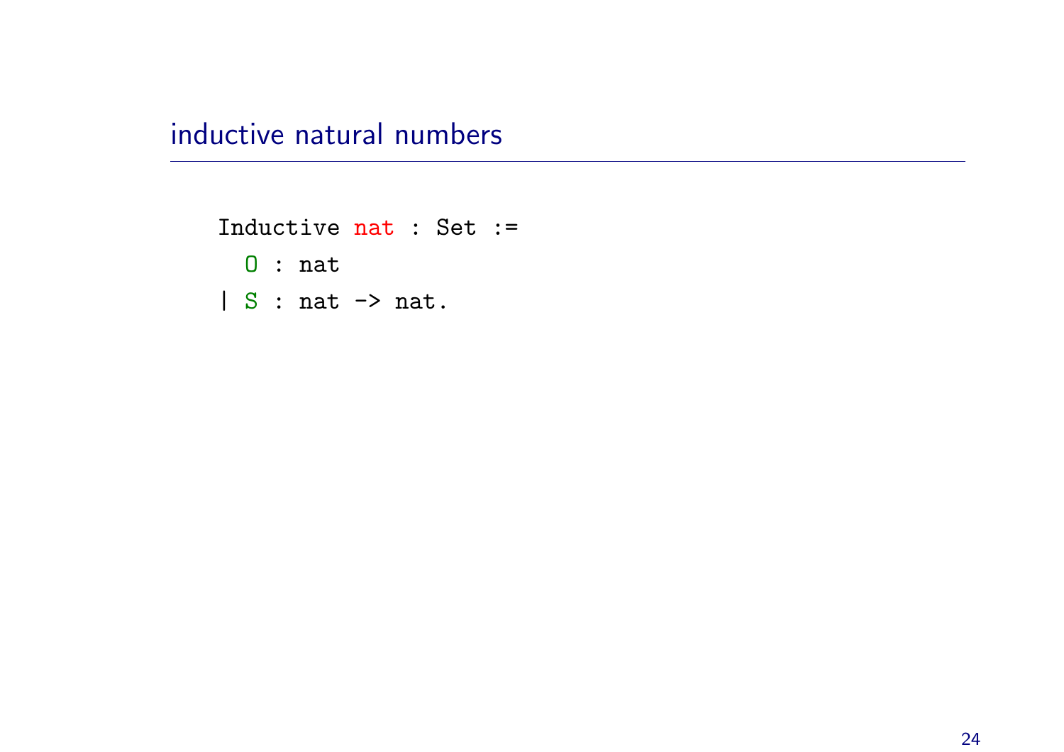## inductive natural numbers

```
Inductive nat : Set :=
  O : nat
| S : nat -> nat.
```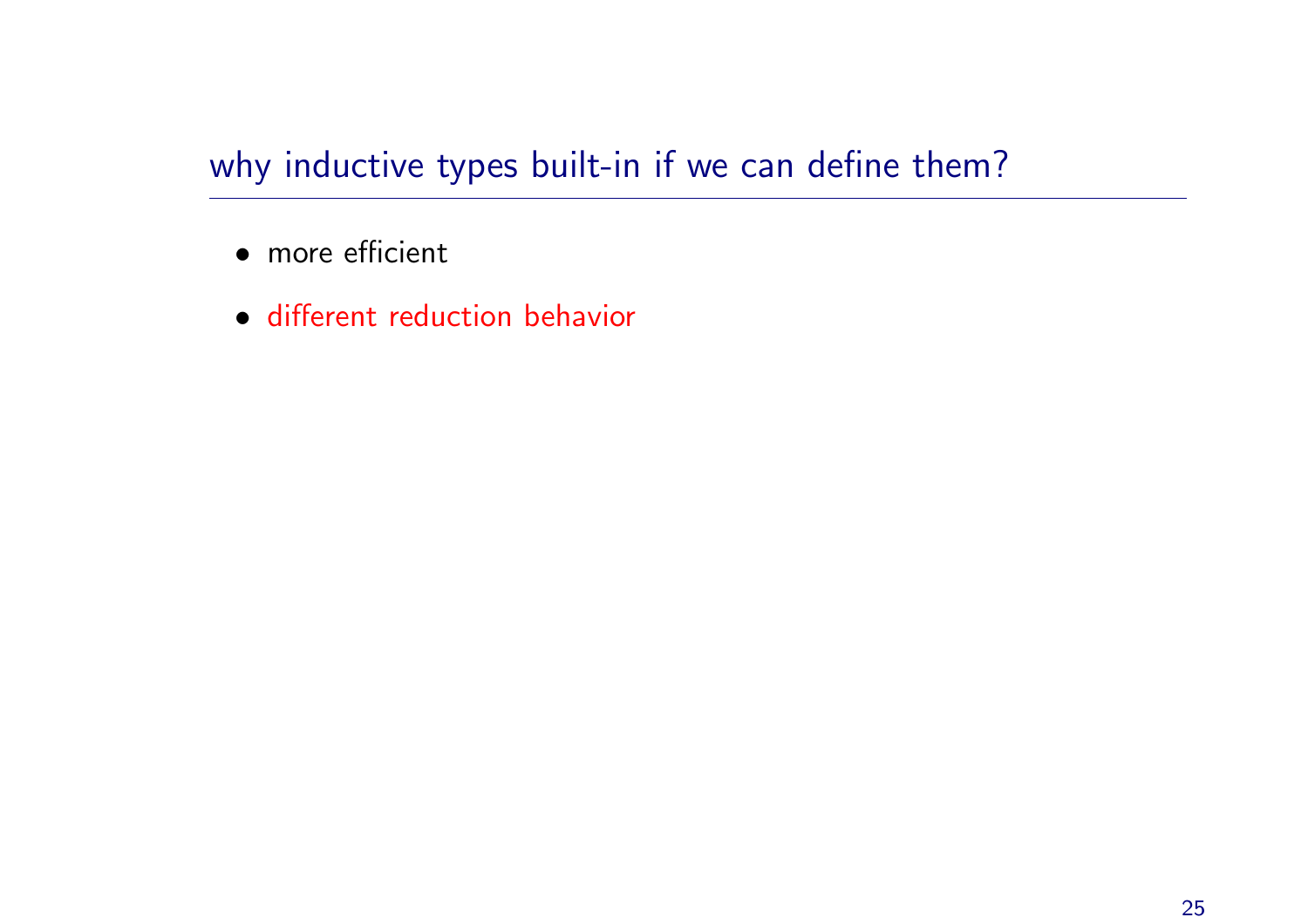## why inductive types built-in if we can define them?

- more efficient
- different reduction behavior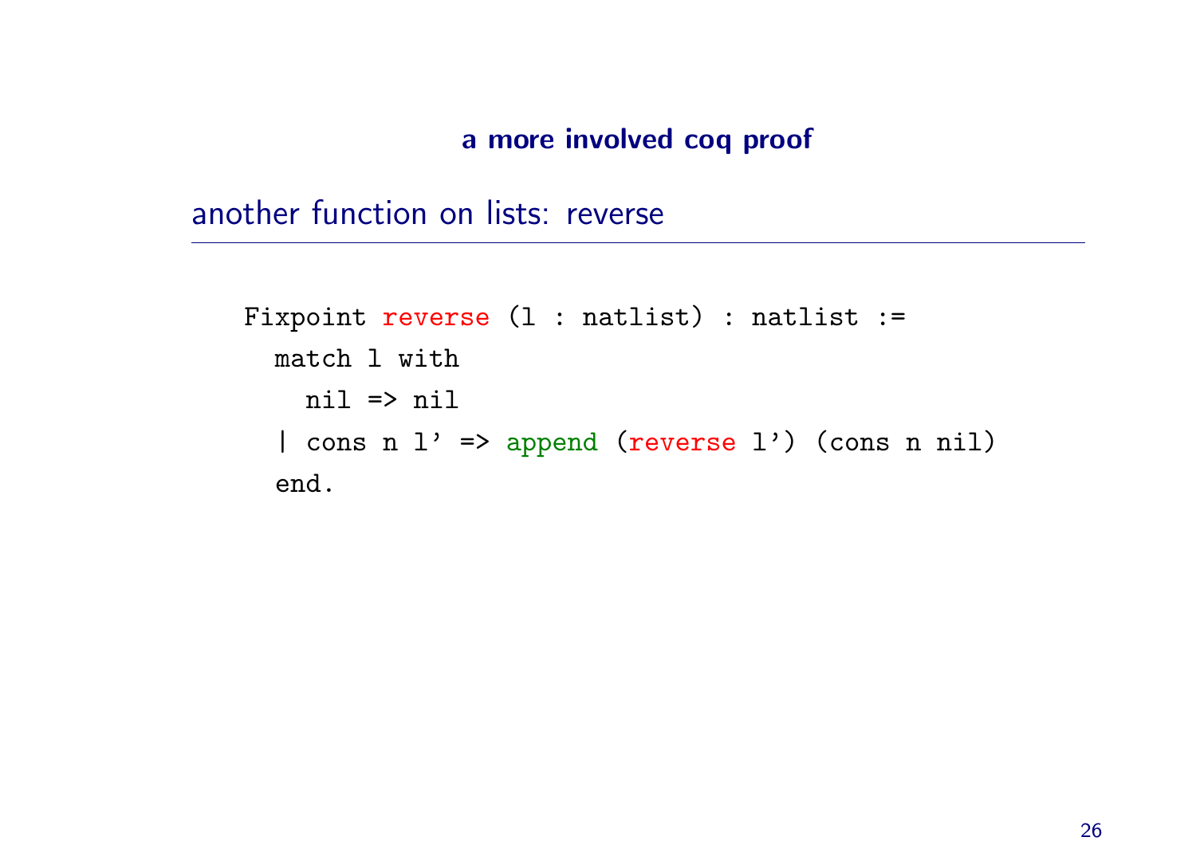### a more involved coq proof

## another function on lists: reverse

```
Fixpoint reverse (l : natlist) : natlist :=
  match l with
    nil => nil
  | cons n l' => append (reverse l') (cons n nil)
  end.
```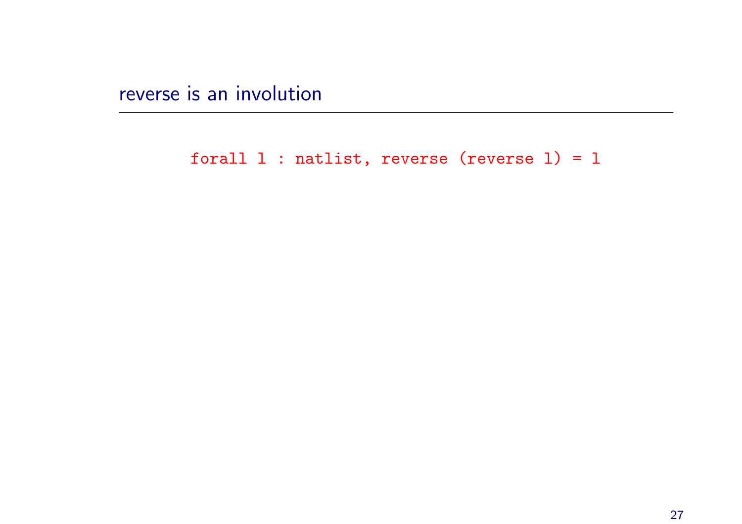## reverse is an involution

```
forall l : natlist, reverse (reverse l) = l
```